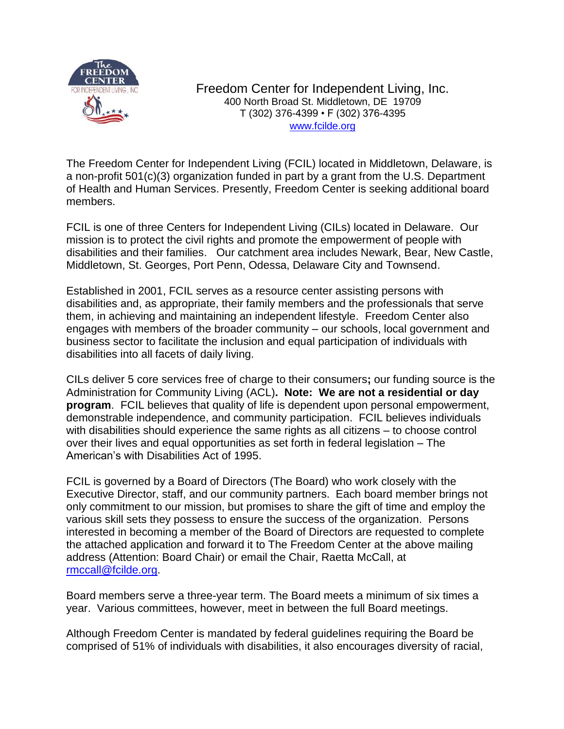Freedom Center for Independent Living, Inc.
400 North Broad St. Middletown, DE 19709
T (302) 376-4399 • F (302) 376-4395
www.fcilde.org

The Freedom Center for Independent Living (FCIL) located in Middletown, Delaware, is a non-profit 501(c)(3) organization funded in part by a grant from the U.S. Department of Health and Human Services. Presently, Freedom Center is seeking additional board members.

FCIL is one of three Centers for Independent Living (CILs) located in Delaware. Our mission is to protect the civil rights and promote the empowerment of people with disabilities and their families. Our catchment area includes Newark, Bear, New Castle, Middletown, St. Georges, Port Penn, Odessa, Delaware City and Townsend.

Established in 2001, FCIL serves as a resource center assisting persons with disabilities and, as appropriate, their family members and the professionals that serve them, in achieving and maintaining an independent lifestyle. Freedom Center also engages with members of the broader community – our schools, local government and business sector to facilitate the inclusion and equal participation of individuals with disabilities into all facets of daily living.

CILs deliver 5 core services free of charge to their consumers**;** our funding source is the Administration for Community Living (ACL)**. Note: We are not a residential or day program**. FCIL believes that quality of life is dependent upon personal empowerment, demonstrable independence, and community participation. FCIL believes individuals with disabilities should experience the same rights as all citizens – to choose control over their lives and equal opportunities as set forth in federal legislation – The American's with Disabilities Act of 1995.

FCIL is governed by a Board of Directors (The Board) who work closely with the Executive Director, staff, and our community partners. Each board member brings not only commitment to our mission, but promises to share the gift of time and employ the various skill sets they possess to ensure the success of the organization. Persons interested in becoming a member of the Board of Directors are requested to complete the attached application and forward it to The Freedom Center at the above mailing address (Attention: Board Chair) or email the Chair, Raetta McCall, at rmccall@fcilde.org.

Board members serve a three-year term. The Board meets a minimum of six times a year. Various committees, however, meet in between the full Board meetings.

Although Freedom Center is mandated by federal guidelines requiring the Board be comprised of 51% of individuals with disabilities, it also encourages diversity of racial,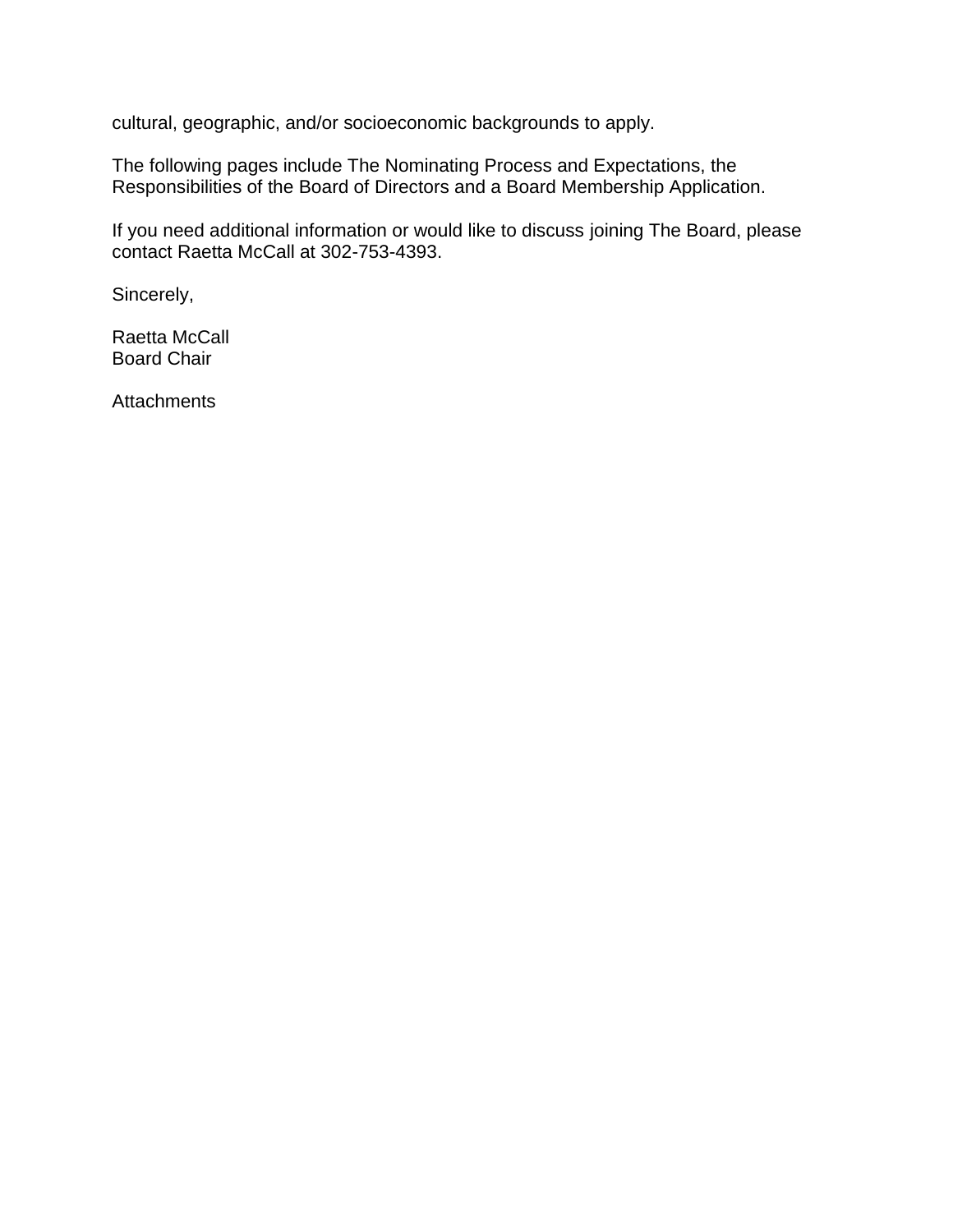cultural, geographic, and/or socioeconomic backgrounds to apply.

The following pages include The Nominating Process and Expectations, the Responsibilities of the Board of Directors and a Board Membership Application.

If you need additional information or would like to discuss joining The Board, please contact Raetta McCall at 302-753-4393.

Sincerely,

Raetta McCall
Board Chair

Attachments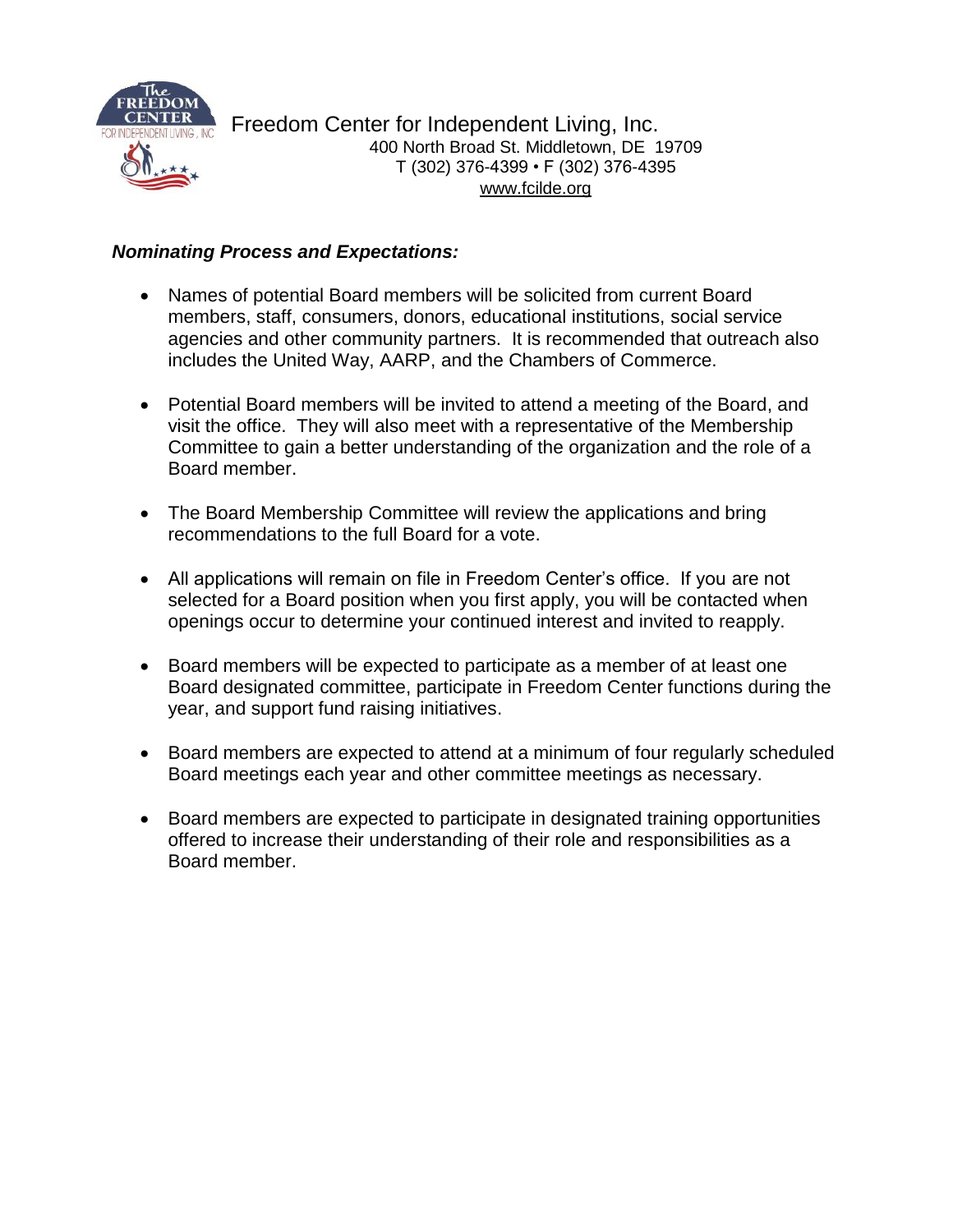Freedom Center for Independent Living, Inc.
400 North Broad St. Middletown, DE 19709
T (302) 376-4399 • F (302) 376-4395
www.fcilde.org

***Nominating Process and Expectations:***

- Names of potential Board members will be solicited from current Board members, staff, consumers, donors, educational institutions, social service agencies and other community partners. It is recommended that outreach also includes the United Way, AARP, and the Chambers of Commerce.

- Potential Board members will be invited to attend a meeting of the Board, and visit the office. They will also meet with a representative of the Membership Committee to gain a better understanding of the organization and the role of a Board member.

- The Board Membership Committee will review the applications and bring recommendations to the full Board for a vote.

- All applications will remain on file in Freedom Center's office. If you are not selected for a Board position when you first apply, you will be contacted when openings occur to determine your continued interest and invited to reapply.

- Board members will be expected to participate as a member of at least one Board designated committee, participate in Freedom Center functions during the year, and support fund raising initiatives.

- Board members are expected to attend at a minimum of four regularly scheduled Board meetings each year and other committee meetings as necessary.

- Board members are expected to participate in designated training opportunities offered to increase their understanding of their role and responsibilities as a Board member.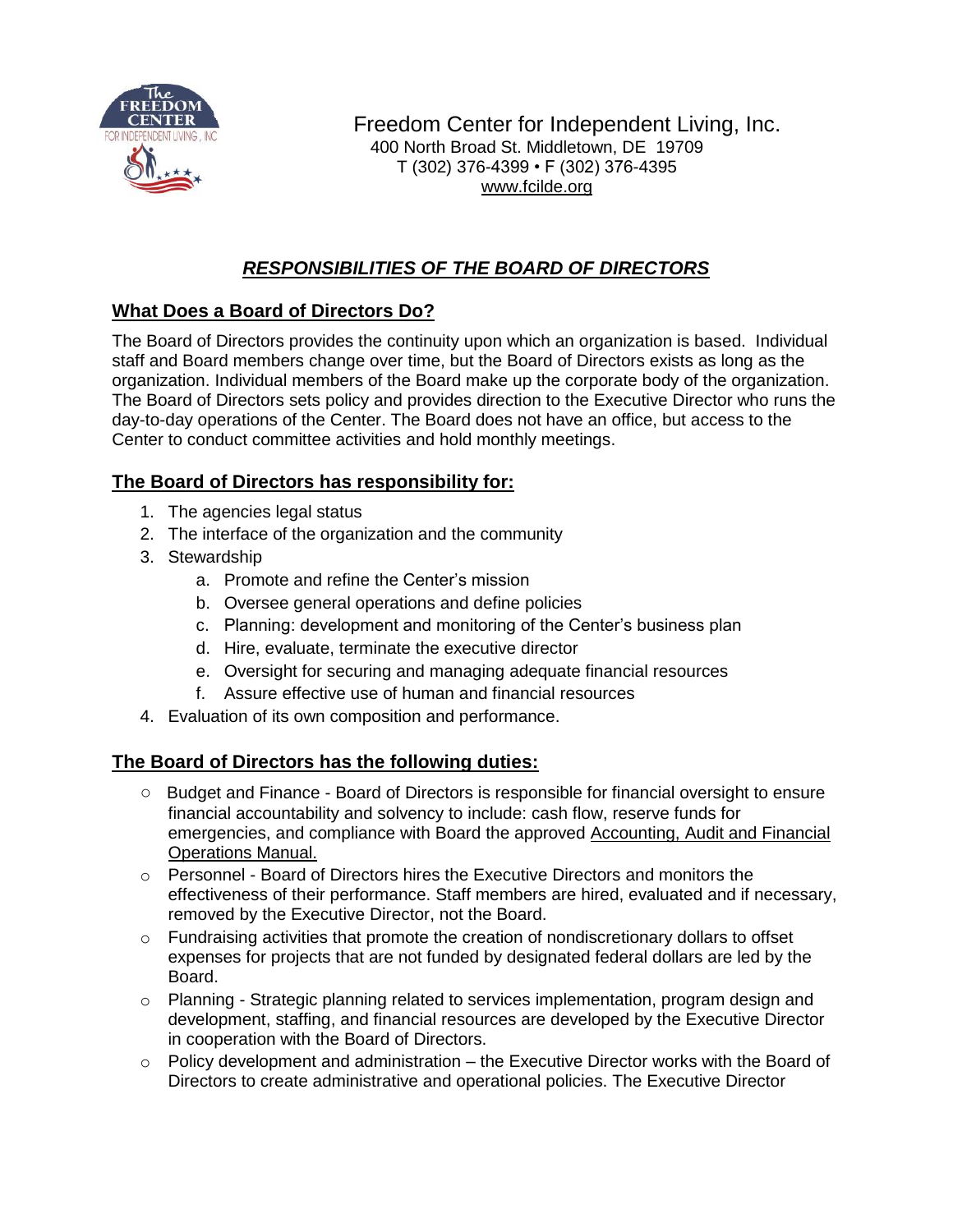Freedom Center for Independent Living, Inc.
400 North Broad St. Middletown, DE 19709
T (302) 376-4399 • F (302) 376-4395
www.fcilde.org

## ***RESPONSIBILITIES OF THE BOARD OF DIRECTORS***

### What Does a Board of Directors Do?

The Board of Directors provides the continuity upon which an organization is based. Individual staff and Board members change over time, but the Board of Directors exists as long as the organization. Individual members of the Board make up the corporate body of the organization. The Board of Directors sets policy and provides direction to the Executive Director who runs the day-to-day operations of the Center. The Board does not have an office, but access to the Center to conduct committee activities and hold monthly meetings.

### The Board of Directors has responsibility for:

1. The agencies legal status
2. The interface of the organization and the community
3. Stewardship
    a. Promote and refine the Center's mission
    b. Oversee general operations and define policies
    c. Planning: development and monitoring of the Center's business plan
    d. Hire, evaluate, terminate the executive director
    e. Oversight for securing and managing adequate financial resources
    f. Assure effective use of human and financial resources
4. Evaluation of its own composition and performance.

### The Board of Directors has the following duties:

- Budget and Finance - Board of Directors is responsible for financial oversight to ensure financial accountability and solvency to include: cash flow, reserve funds for emergencies, and compliance with Board the approved Accounting, Audit and Financial Operations Manual.
- Personnel - Board of Directors hires the Executive Directors and monitors the effectiveness of their performance. Staff members are hired, evaluated and if necessary, removed by the Executive Director, not the Board.
- Fundraising activities that promote the creation of nondiscretionary dollars to offset expenses for projects that are not funded by designated federal dollars are led by the Board.
- Planning - Strategic planning related to services implementation, program design and development, staffing, and financial resources are developed by the Executive Director in cooperation with the Board of Directors.
- Policy development and administration – the Executive Director works with the Board of Directors to create administrative and operational policies. The Executive Director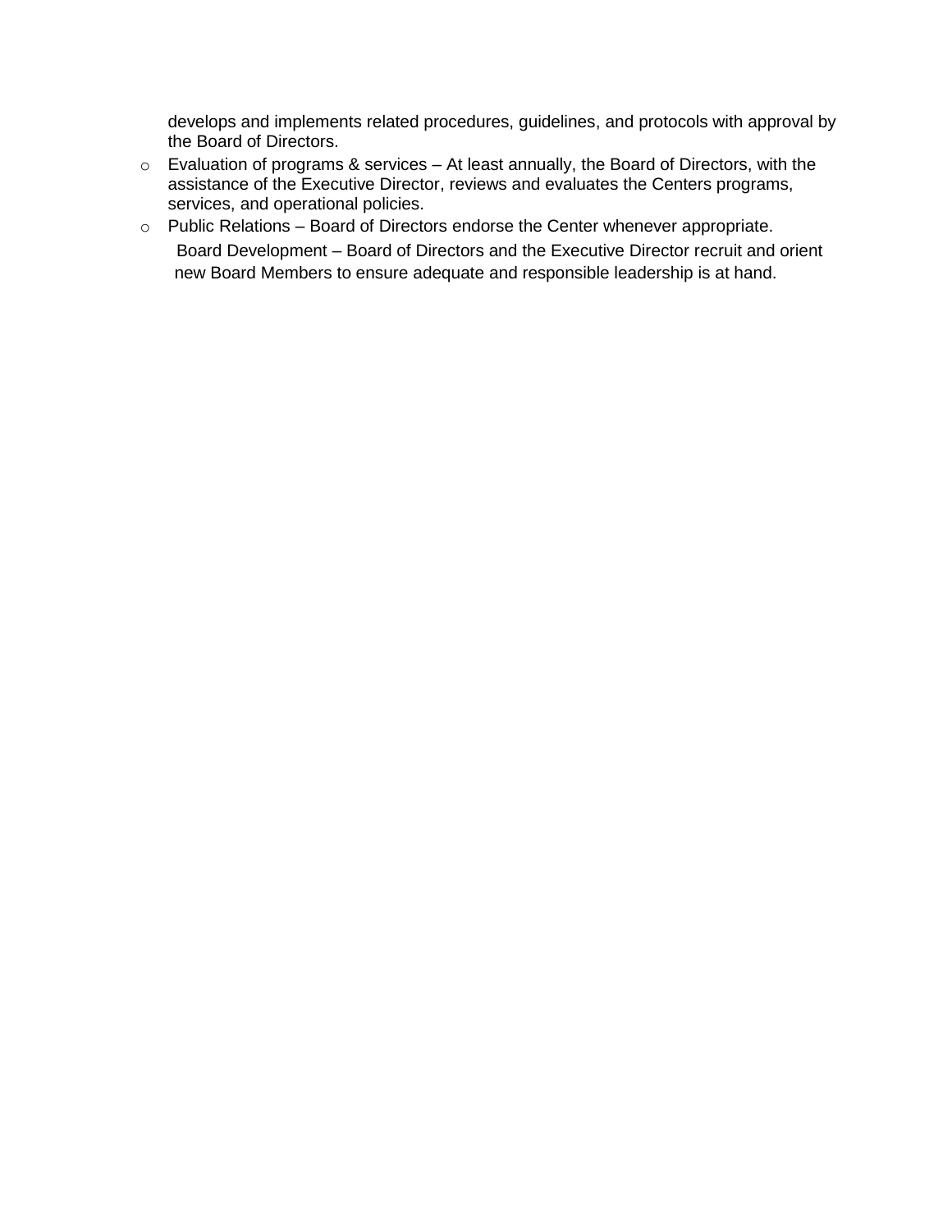develops and implements related procedures, guidelines, and protocols with approval by the Board of Directors.

- Evaluation of programs & services – At least annually, the Board of Directors, with the assistance of the Executive Director, reviews and evaluates the Centers programs, services, and operational policies.
- Public Relations – Board of Directors endorse the Center whenever appropriate.

Board Development – Board of Directors and the Executive Director recruit and orient new Board Members to ensure adequate and responsible leadership is at hand.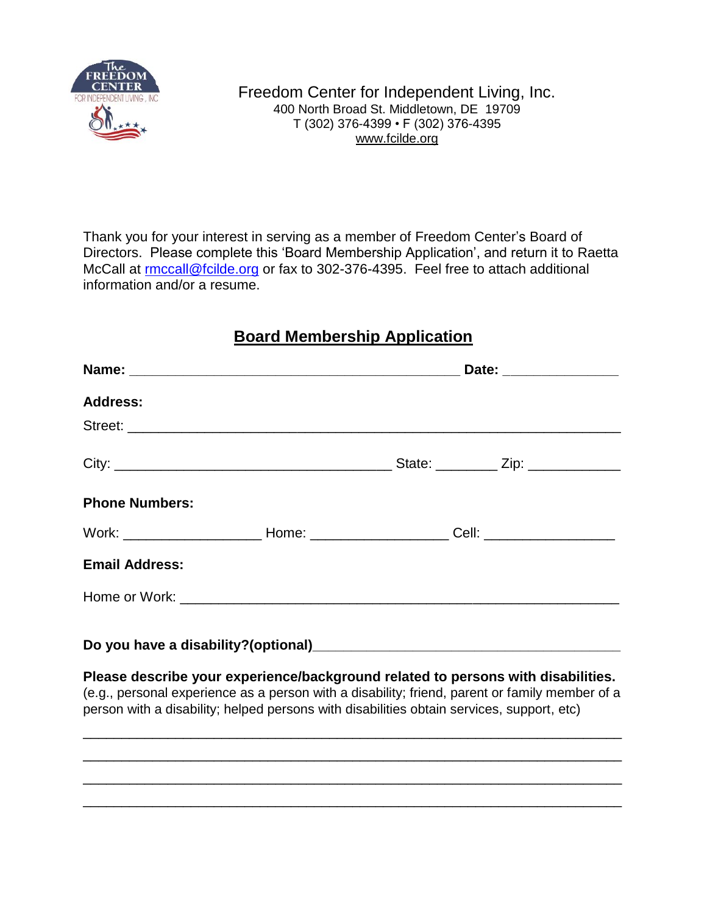Freedom Center for Independent Living, Inc.
400 North Broad St. Middletown, DE 19709
T (302) 376-4399 • F (302) 376-4395
www.fcilde.org

Thank you for your interest in serving as a member of Freedom Center's Board of Directors. Please complete this 'Board Membership Application', and return it to Raetta McCall at rmccall@fcilde.org or fax to 302-376-4395. Feel free to attach additional information and/or a resume.

## Board Membership Application

**Name:** ____________________________________________ **Date:** _______________

**Address:**

Street: _________________________________________________________________

City: _____________________________________ State: ________ Zip: ____________

**Phone Numbers:**

Work: _________________ Home: _________________ Cell: _________________

**Email Address:**

Home or Work: __________________________________________________________

**Do you have a disability?(optional)**_______________________________________

**Please describe your experience/background related to persons with disabilities.** (e.g., personal experience as a person with a disability; friend, parent or family member of a person with a disability; helped persons with disabilities obtain services, support, etc)

_________________________________________________________________________

_________________________________________________________________________

_________________________________________________________________________

_________________________________________________________________________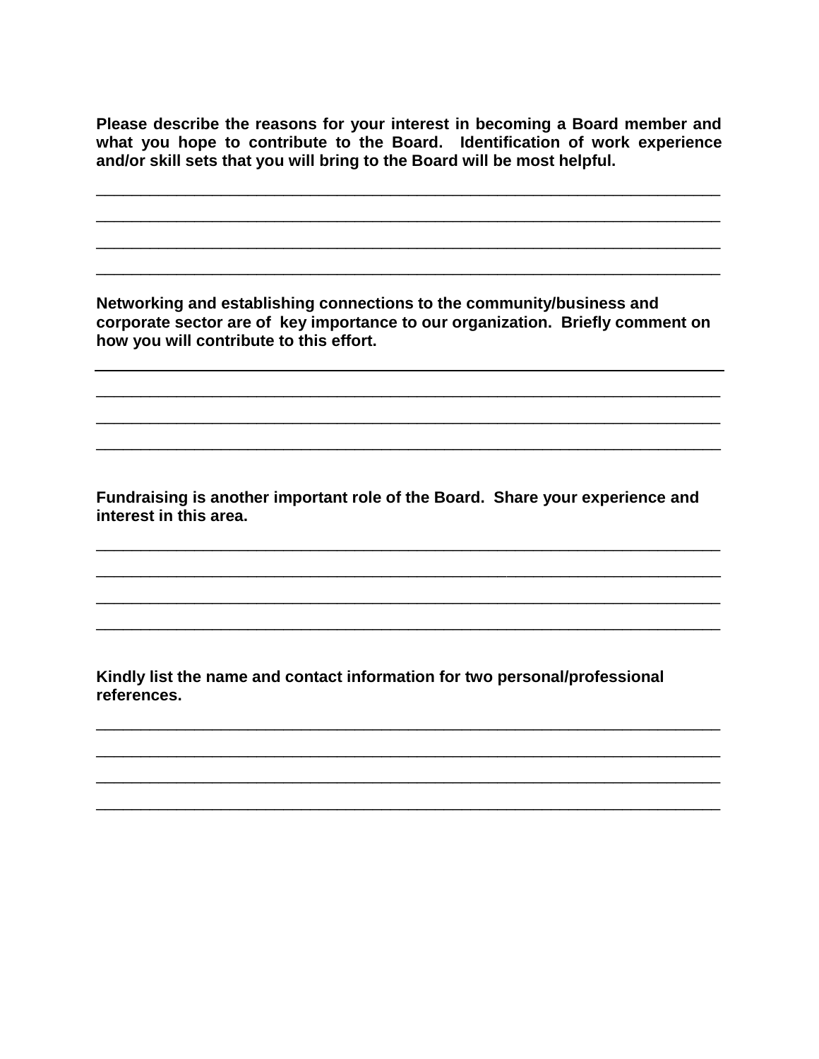**Please describe the reasons for your interest in becoming a Board member and what you hope to contribute to the Board. Identification of work experience and/or skill sets that you will bring to the Board will be most helpful.**

___________________________________________________________________________

___________________________________________________________________________

___________________________________________________________________________

___________________________________________________________________________

**Networking and establishing connections to the community/business and corporate sector are of key importance to our organization. Briefly comment on how you will contribute to this effort.**

___________________________________________________________________________

___________________________________________________________________________

___________________________________________________________________________

___________________________________________________________________________

**Fundraising is another important role of the Board. Share your experience and interest in this area.**

___________________________________________________________________________

___________________________________________________________________________

___________________________________________________________________________

___________________________________________________________________________

**Kindly list the name and contact information for two personal/professional references.**

___________________________________________________________________________

___________________________________________________________________________

___________________________________________________________________________

___________________________________________________________________________